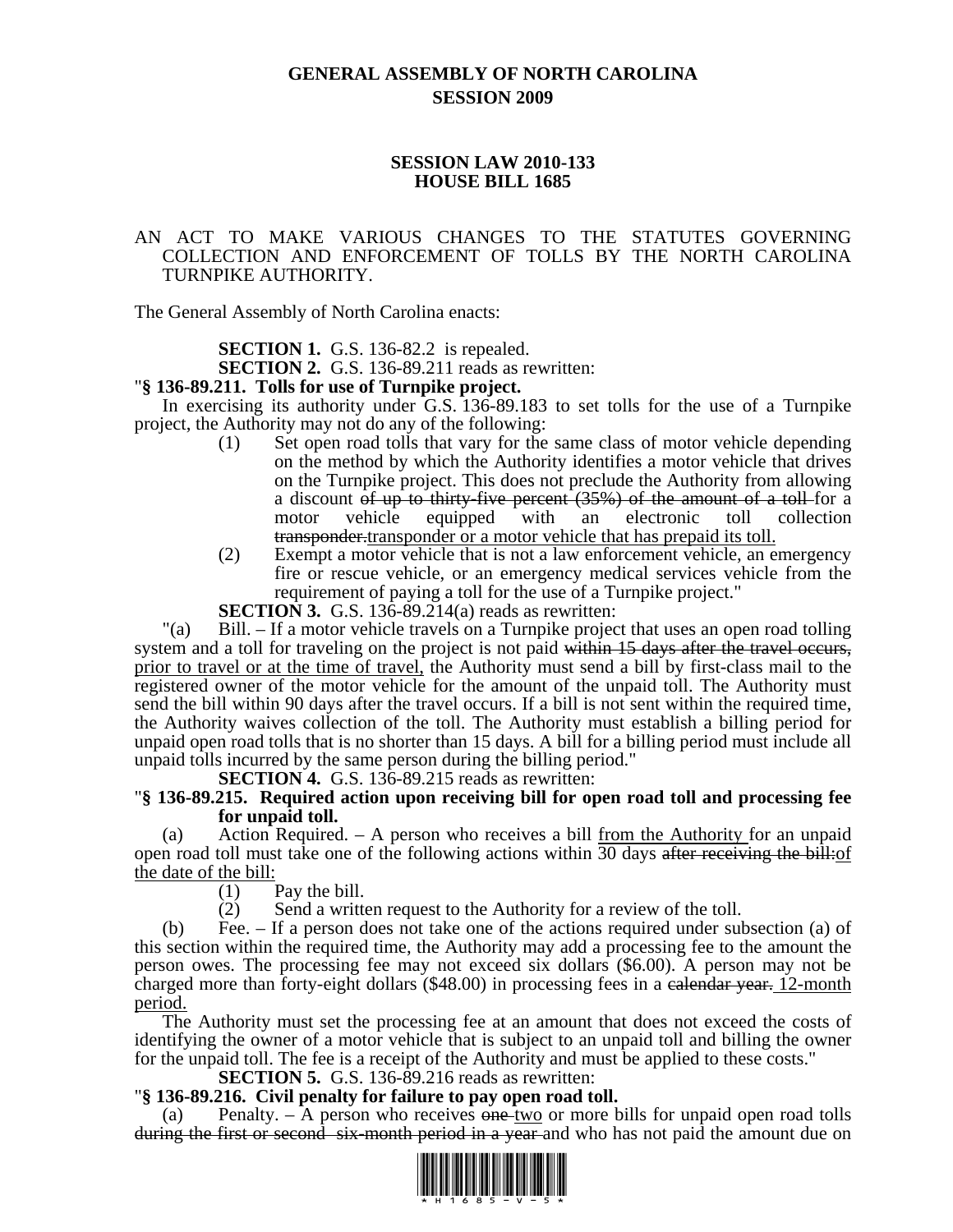# GENERAL ASSEMBLY OF NORTH CAROLINA
## SESSION 2009

## SESSION LAW 2010-133
## HOUSE BILL 1685

AN ACT TO MAKE VARIOUS CHANGES TO THE STATUTES GOVERNING COLLECTION AND ENFORCEMENT OF TOLLS BY THE NORTH CAROLINA TURNPIKE AUTHORITY.

The General Assembly of North Carolina enacts:

**SECTION 1.** G.S. 136-82.2 is repealed.

**SECTION 2.** G.S. 136-89.211 reads as rewritten:

"**§ 136-89.211. Tolls for use of Turnpike project.**

In exercising its authority under G.S. 136-89.183 to set tolls for the use of a Turnpike project, the Authority may not do any of the following:

(1) Set open road tolls that vary for the same class of motor vehicle depending on the method by which the Authority identifies a motor vehicle that drives on the Turnpike project. This does not preclude the Authority from allowing a discount ~~of up to thirty-five percent (35%) of the amount of a toll~~ for a motor vehicle equipped with an electronic toll collection ~~transponder.~~<u>transponder or a motor vehicle that has prepaid its toll.</u>

(2) Exempt a motor vehicle that is not a law enforcement vehicle, an emergency fire or rescue vehicle, or an emergency medical services vehicle from the requirement of paying a toll for the use of a Turnpike project."

**SECTION 3.** G.S. 136-89.214(a) reads as rewritten:

"(a) Bill. – If a motor vehicle travels on a Turnpike project that uses an open road tolling system and a toll for traveling on the project is not paid ~~within 15 days after the travel occurs,~~ <u>prior to travel or at the time of travel,</u> the Authority must send a bill by first-class mail to the registered owner of the motor vehicle for the amount of the unpaid toll. The Authority must send the bill within 90 days after the travel occurs. If a bill is not sent within the required time, the Authority waives collection of the toll. The Authority must establish a billing period for unpaid open road tolls that is no shorter than 15 days. A bill for a billing period must include all unpaid tolls incurred by the same person during the billing period."

**SECTION 4.** G.S. 136-89.215 reads as rewritten:

"**§ 136-89.215. Required action upon receiving bill for open road toll and processing fee for unpaid toll.**

(a) Action Required. – A person who receives a bill <u>from the Authority</u> for an unpaid open road toll must take one of the following actions within 30 days ~~after receiving the bill:~~<u>of the date of the bill:</u>

(1) Pay the bill.

(2) Send a written request to the Authority for a review of the toll.

(b) Fee. – If a person does not take one of the actions required under subsection (a) of this section within the required time, the Authority may add a processing fee to the amount the person owes. The processing fee may not exceed six dollars ($6.00). A person may not be charged more than forty-eight dollars ($48.00) in processing fees in a ~~calendar year.~~ <u>12-month period.</u>

The Authority must set the processing fee at an amount that does not exceed the costs of identifying the owner of a motor vehicle that is subject to an unpaid toll and billing the owner for the unpaid toll. The fee is a receipt of the Authority and must be applied to these costs."

**SECTION 5.** G.S. 136-89.216 reads as rewritten:

"**§ 136-89.216. Civil penalty for failure to pay open road toll.**

(a) Penalty. – A person who receives ~~one~~ <u>two</u> or more bills for unpaid open road tolls ~~during the first or second six-month period in a year~~ and who has not paid the amount due on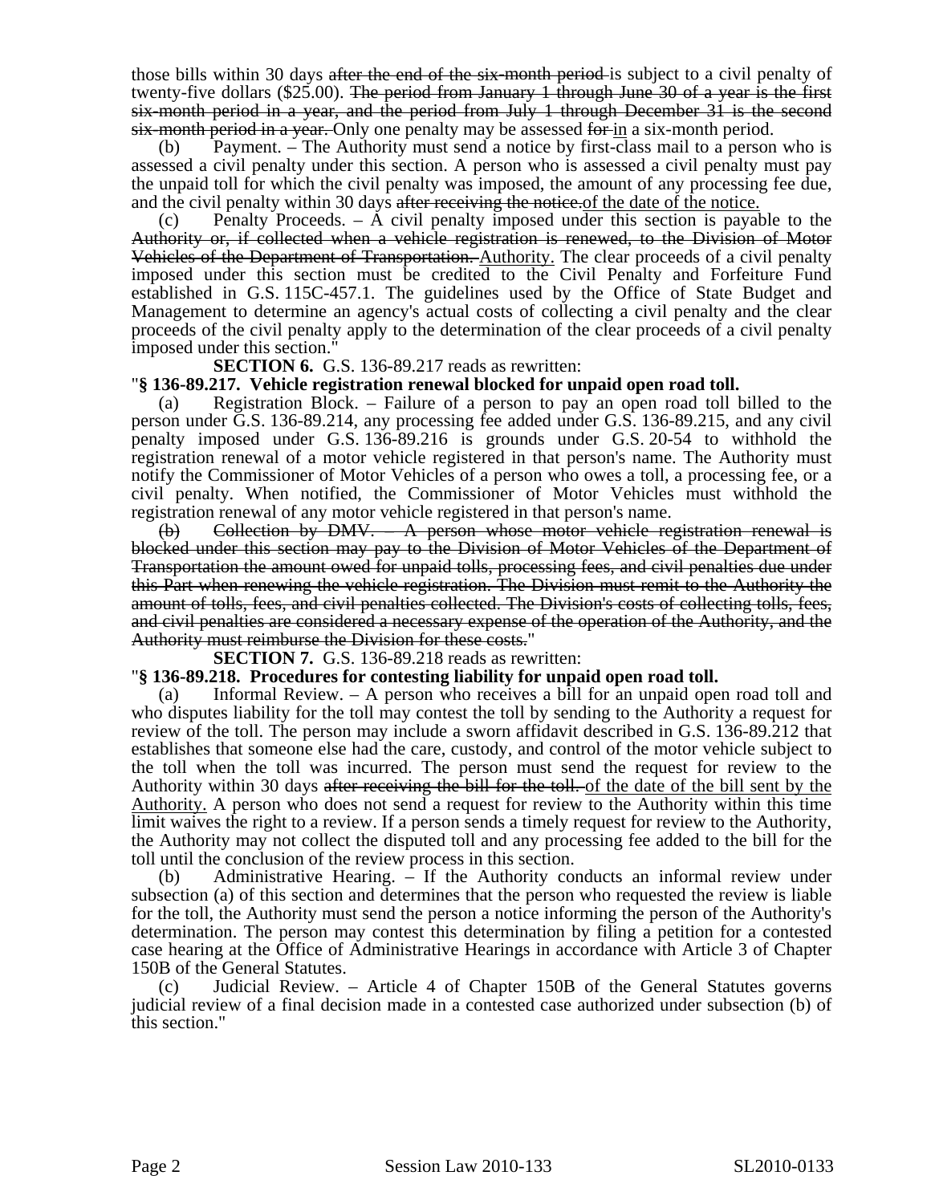those bills within 30 days ~~after the end of the six-month period~~ is subject to a civil penalty of twenty-five dollars ($25.00). ~~The period from January 1 through June 30 of a year is the first six-month period in a year, and the period from July 1 through December 31 is the second six-month period in a year.~~ Only one penalty may be assessed ~~for~~ <u>in</u> a six-month period.

(b) Payment. – The Authority must send a notice by first-class mail to a person who is assessed a civil penalty under this section. A person who is assessed a civil penalty must pay the unpaid toll for which the civil penalty was imposed, the amount of any processing fee due, and the civil penalty within 30 days ~~after receiving the notice.~~<u>of the date of the notice.</u>

(c) Penalty Proceeds. – A civil penalty imposed under this section is payable to the ~~Authority or, if collected when a vehicle registration is renewed, to the Division of Motor Vehicles of the Department of Transportation.~~ <u>Authority.</u> The clear proceeds of a civil penalty imposed under this section must be credited to the Civil Penalty and Forfeiture Fund established in G.S. 115C-457.1. The guidelines used by the Office of State Budget and Management to determine an agency's actual costs of collecting a civil penalty and the clear proceeds of the civil penalty apply to the determination of the clear proceeds of a civil penalty imposed under this section."

**SECTION 6.** G.S. 136-89.217 reads as rewritten:

"**§ 136-89.217. Vehicle registration renewal blocked for unpaid open road toll.**

(a) Registration Block. – Failure of a person to pay an open road toll billed to the person under G.S. 136-89.214, any processing fee added under G.S. 136-89.215, and any civil penalty imposed under G.S. 136-89.216 is grounds under G.S. 20-54 to withhold the registration renewal of a motor vehicle registered in that person's name. The Authority must notify the Commissioner of Motor Vehicles of a person who owes a toll, a processing fee, or a civil penalty. When notified, the Commissioner of Motor Vehicles must withhold the registration renewal of any motor vehicle registered in that person's name.

~~(b) Collection by DMV. – A person whose motor vehicle registration renewal is blocked under this section may pay to the Division of Motor Vehicles of the Department of Transportation the amount owed for unpaid tolls, processing fees, and civil penalties due under this Part when renewing the vehicle registration. The Division must remit to the Authority the amount of tolls, fees, and civil penalties collected. The Division's costs of collecting tolls, fees, and civil penalties are considered a necessary expense of the operation of the Authority, and the Authority must reimburse the Division for these costs.~~"

**SECTION 7.** G.S. 136-89.218 reads as rewritten:

"**§ 136-89.218. Procedures for contesting liability for unpaid open road toll.**

(a) Informal Review. – A person who receives a bill for an unpaid open road toll and who disputes liability for the toll may contest the toll by sending to the Authority a request for review of the toll. The person may include a sworn affidavit described in G.S. 136-89.212 that establishes that someone else had the care, custody, and control of the motor vehicle subject to the toll when the toll was incurred. The person must send the request for review to the Authority within 30 days ~~after receiving the bill for the toll.~~ <u>of the date of the bill sent by the Authority.</u> A person who does not send a request for review to the Authority within this time limit waives the right to a review. If a person sends a timely request for review to the Authority, the Authority may not collect the disputed toll and any processing fee added to the bill for the toll until the conclusion of the review process in this section.

(b) Administrative Hearing. – If the Authority conducts an informal review under subsection (a) of this section and determines that the person who requested the review is liable for the toll, the Authority must send the person a notice informing the person of the Authority's determination. The person may contest this determination by filing a petition for a contested case hearing at the Office of Administrative Hearings in accordance with Article 3 of Chapter 150B of the General Statutes.

(c) Judicial Review. – Article 4 of Chapter 150B of the General Statutes governs judicial review of a final decision made in a contested case authorized under subsection (b) of this section."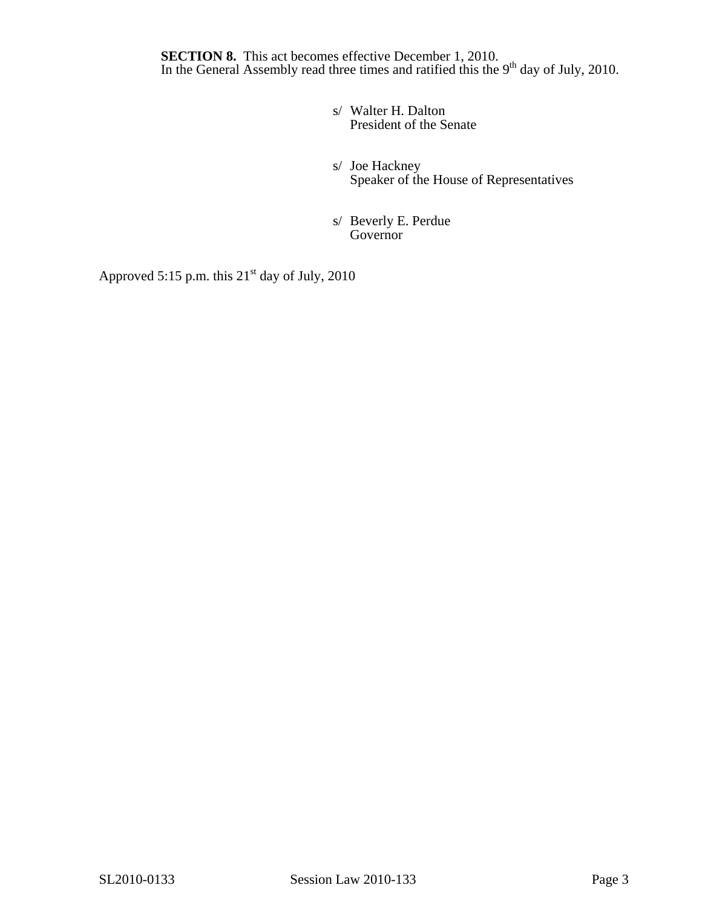**SECTION 8.** This act becomes effective December 1, 2010.

In the General Assembly read three times and ratified this the 9th day of July, 2010.

s/ Walter H. Dalton
President of the Senate

s/ Joe Hackney
Speaker of the House of Representatives

s/ Beverly E. Perdue
Governor

Approved 5:15 p.m. this 21st day of July, 2010